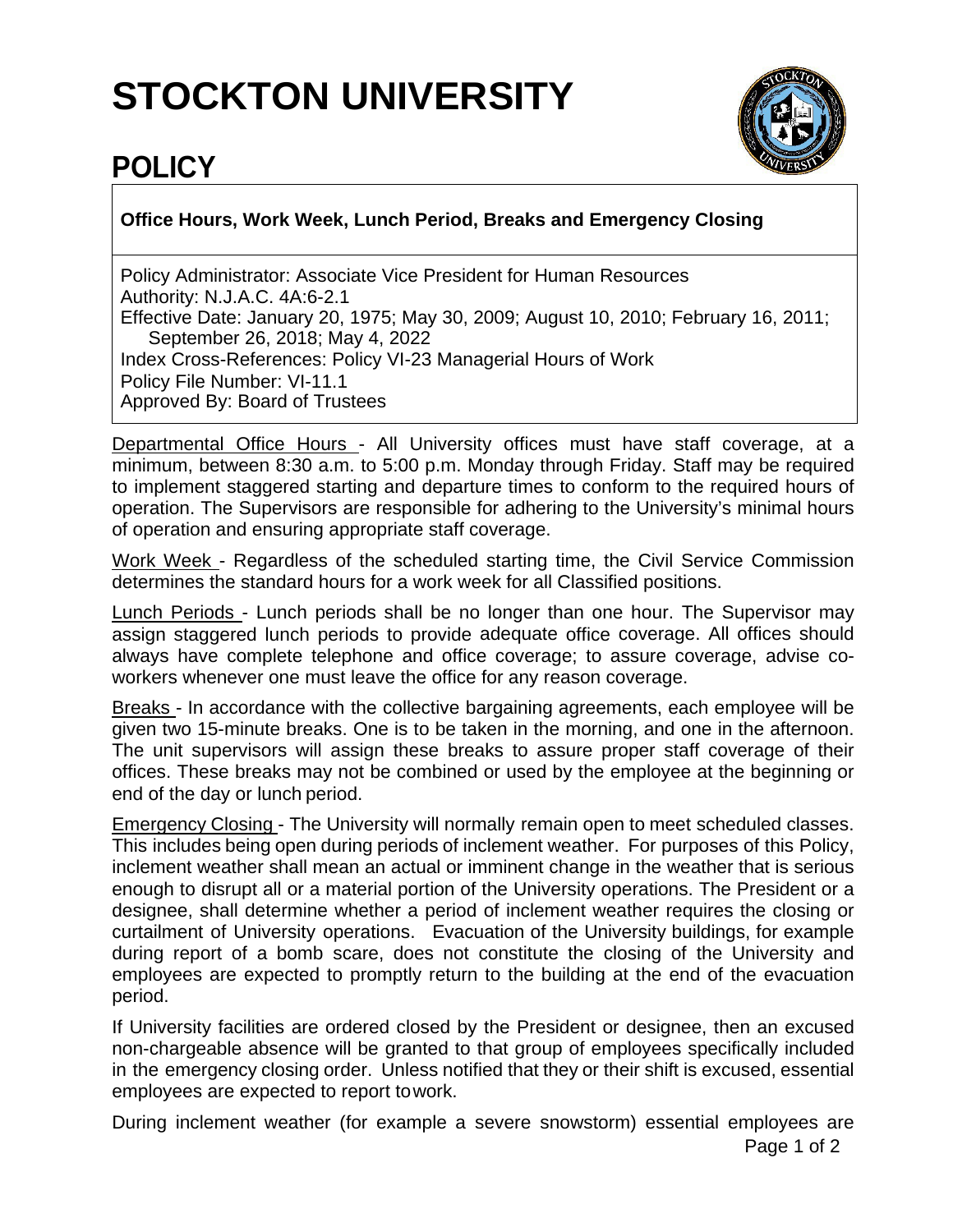# STOCKTON UNIVERSITY

## POLICY

**Office Hours, Work Week, Lunch Period, Breaks and Emergency Closing**

Policy Administrator: Associate Vice President for Human Resources
Authority: N.J.A.C. 4A:6-2.1
Effective Date: January 20, 1975; May 30, 2009; August 10, 2010; February 16, 2011; September 26, 2018; May 4, 2022
Index Cross-References: Policy VI-23 Managerial Hours of Work
Policy File Number: VI-11.1
Approved By: Board of Trustees

Departmental Office Hours - All University offices must have staff coverage, at a minimum, between 8:30 a.m. to 5:00 p.m. Monday through Friday. Staff may be required to implement staggered starting and departure times to conform to the required hours of operation. The Supervisors are responsible for adhering to the University's minimal hours of operation and ensuring appropriate staff coverage.

Work Week - Regardless of the scheduled starting time, the Civil Service Commission determines the standard hours for a work week for all Classified positions.

Lunch Periods - Lunch periods shall be no longer than one hour. The Supervisor may assign staggered lunch periods to provide adequate office coverage. All offices should always have complete telephone and office coverage; to assure coverage, advise co-workers whenever one must leave the office for any reason coverage.

Breaks - In accordance with the collective bargaining agreements, each employee will be given two 15-minute breaks. One is to be taken in the morning, and one in the afternoon. The unit supervisors will assign these breaks to assure proper staff coverage of their offices. These breaks may not be combined or used by the employee at the beginning or end of the day or lunch period.

Emergency Closing - The University will normally remain open to meet scheduled classes. This includes being open during periods of inclement weather. For purposes of this Policy, inclement weather shall mean an actual or imminent change in the weather that is serious enough to disrupt all or a material portion of the University operations. The President or a designee, shall determine whether a period of inclement weather requires the closing or curtailment of University operations. Evacuation of the University buildings, for example during report of a bomb scare, does not constitute the closing of the University and employees are expected to promptly return to the building at the end of the evacuation period.

If University facilities are ordered closed by the President or designee, then an excused non-chargeable absence will be granted to that group of employees specifically included in the emergency closing order. Unless notified that they or their shift is excused, essential employees are expected to report to work.

During inclement weather (for example a severe snowstorm) essential employees are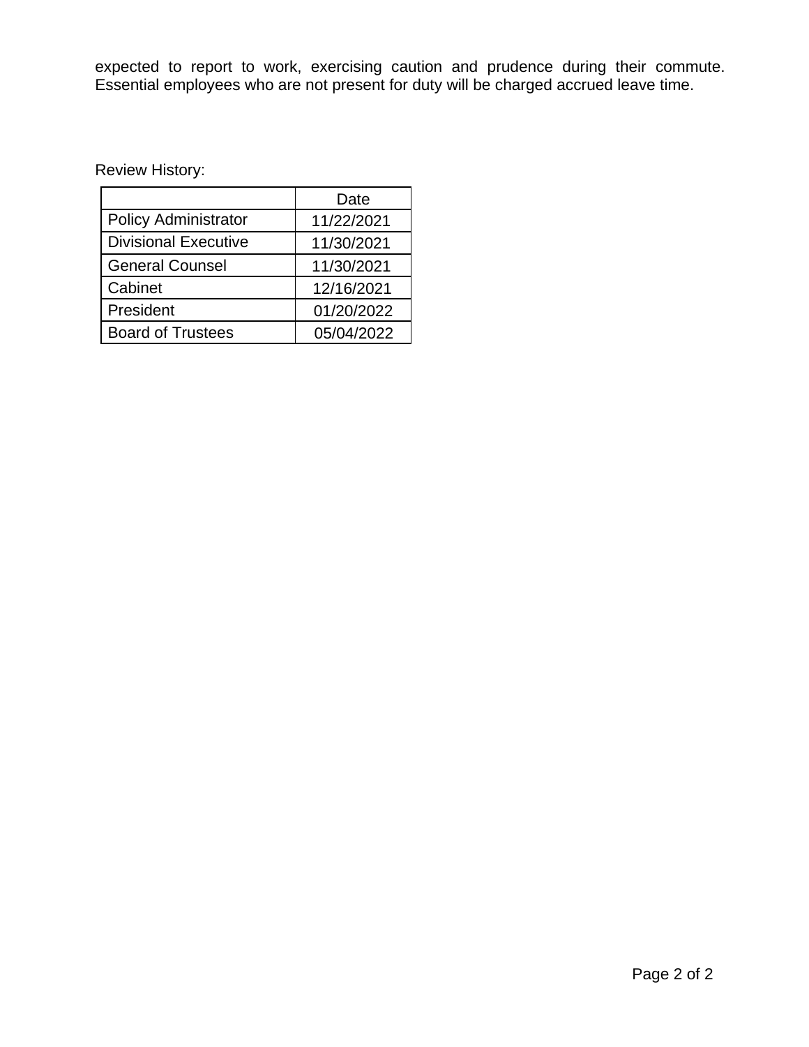expected to report to work, exercising caution and prudence during their commute. Essential employees who are not present for duty will be charged accrued leave time.

Review History:

| | Date |
|---|---|
| Policy Administrator | 11/22/2021 |
| Divisional Executive | 11/30/2021 |
| General Counsel | 11/30/2021 |
| Cabinet | 12/16/2021 |
| President | 01/20/2022 |
| Board of Trustees | 05/04/2022 |